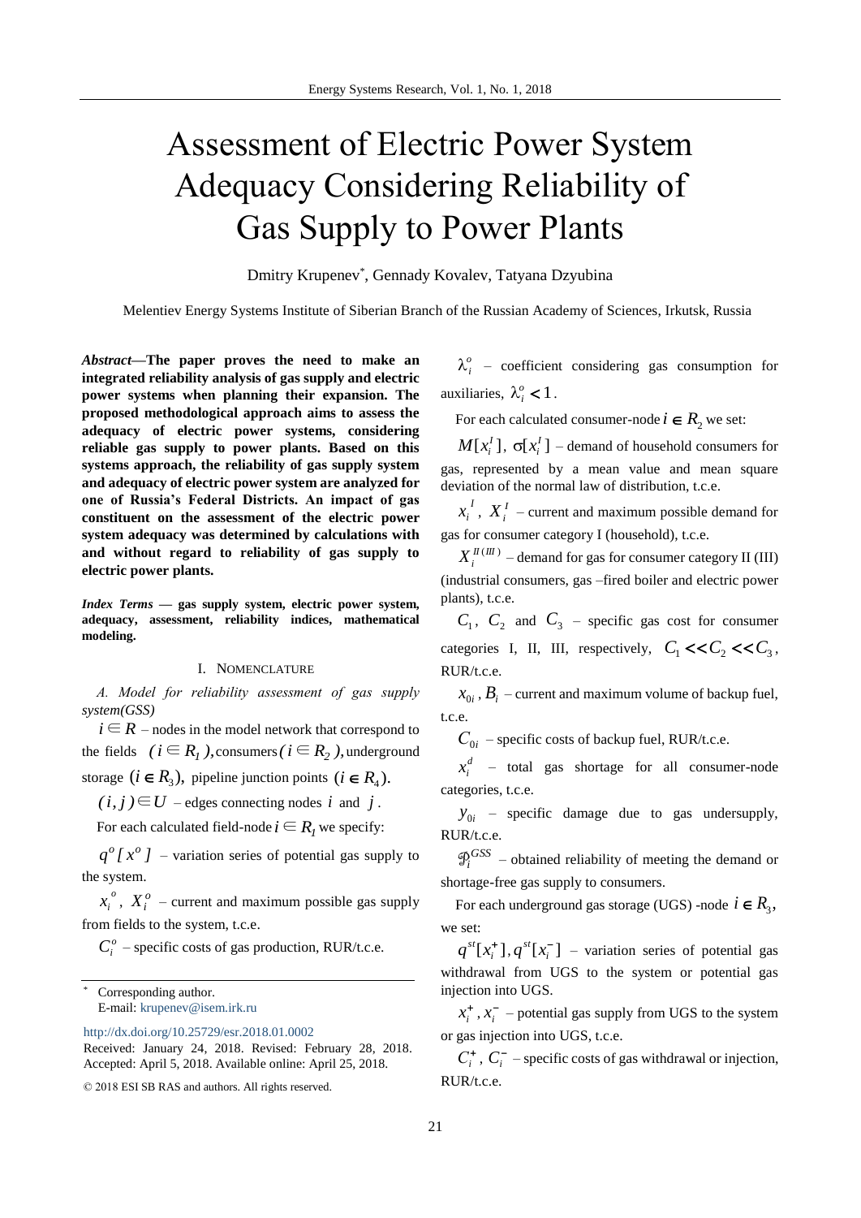# Assessment of Electric Power System Adequacy Considering Reliability of Gas Supply to Power Plants

Dmitry Krupenev*, Gennady Kovalev, Tatyana Dzyubina

Melentiev Energy Systems Institute of Siberian Branch of the Russian Academy of Sciences, Irkutsk, Russia

***Abstract*—The paper proves the need to make an integrated reliability analysis of gas supply and electric power systems when planning their expansion. The proposed methodological approach aims to assess the adequacy of electric power systems, considering reliable gas supply to power plants. Based on this systems approach, the reliability of gas supply system and adequacy of electric power system are analyzed for one of Russia's Federal Districts. An impact of gas constituent on the assessment of the electric power system adequacy was determined by calculations with and without regard to reliability of gas supply to electric power plants.**

***Index Terms* — gas supply system, electric power system, adequacy, assessment, reliability indices, mathematical modeling.**

## I. Nomenclature

*A. Model for reliability assessment of gas supply system(GSS)*

$i \in R$ – nodes in the model network that correspond to the fields $(i \in R_1)$, consumers $(i \in R_2)$, underground storage $(i \in R_3)$, pipeline junction points $(i \in R_4)$.

$(i, j) \in U$ – edges connecting nodes $i$ and $j$.

For each calculated field-node $i \in R_1$ we specify:

$q^o[x^o]$ – variation series of potential gas supply to the system.

$x_i^o$, $X_i^o$ – current and maximum possible gas supply from fields to the system, t.c.e.

$C_i^o$ – specific costs of gas production, RUR/t.c.e.

$\lambda_i^o$ – coefficient considering gas consumption for auxiliaries, $\lambda_i^o < 1$.

For each calculated consumer-node $i \in R_2$ we set:

$M[x_i^I]$, $\sigma[x_i^I]$ – demand of household consumers for gas, represented by a mean value and mean square deviation of the normal law of distribution, t.c.e.

$x_i^I$, $X_i^I$ – current and maximum possible demand for gas for consumer category I (household), t.c.e.

$X_i^{II(III)}$ – demand for gas for consumer category II (III) (industrial consumers, gas –fired boiler and electric power plants), t.c.e.

$C_1$, $C_2$ and $C_3$ – specific gas cost for consumer categories I, II, III, respectively, $C_1 << C_2 << C_3$, RUR/t.c.e.

$x_{0i}$, $B_i$ – current and maximum volume of backup fuel, t.c.e.

$C_{0i}$ – specific costs of backup fuel, RUR/t.c.e.

$x_i^d$ – total gas shortage for all consumer-node categories, t.c.e.

$y_{0i}$ – specific damage due to gas undersupply, RUR/t.c.e.

$\mathcal{P}_i^{GSS}$ – obtained reliability of meeting the demand or shortage-free gas supply to consumers.

For each underground gas storage (UGS) -node $i \in R_3$, we set:

$q^{st}[x_i^+], q^{st}[x_i^-]$ – variation series of potential gas withdrawal from UGS to the system or potential gas injection into UGS.

$x_i^+, x_i^-$ – potential gas supply from UGS to the system or gas injection into UGS, t.c.e.

$C_i^+$, $C_i^-$ – specific costs of gas withdrawal or injection, RUR/t.c.e.

---

\* Corresponding author.
E-mail: krupenev@isem.irk.ru

http://dx.doi.org/10.25729/esr.2018.01.0002

Received: January 24, 2018. Revised: February 28, 2018. Accepted: April 5, 2018. Available online: April 25, 2018.

© 2018 ESI SB RAS and authors. All rights reserved.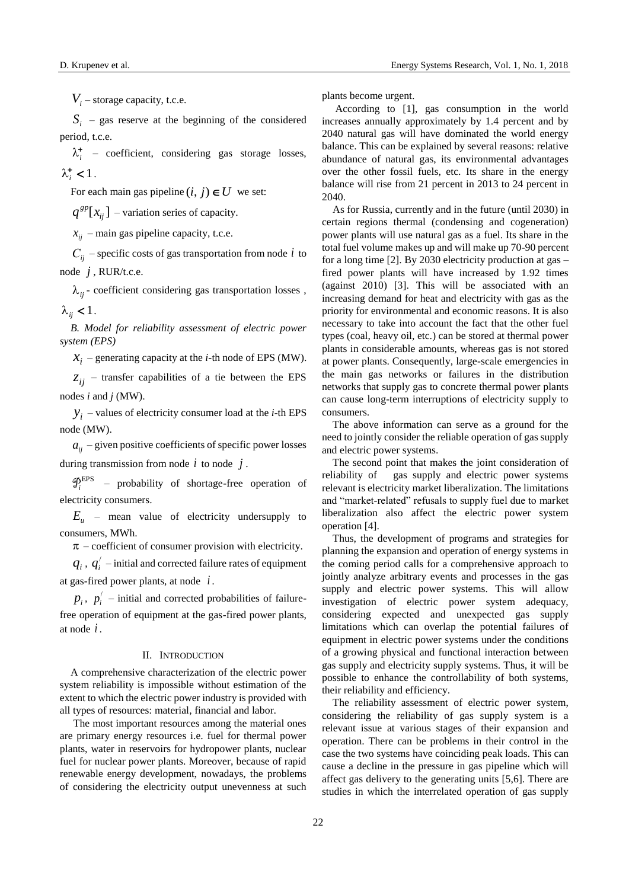$V_i$ – storage capacity, t.c.e.

$S_i$ – gas reserve at the beginning of the considered period, t.c.e.

$\lambda_i^{+}$ – coefficient, considering gas storage losses, $\lambda_i^{+} < 1$.

For each main gas pipeline $(i, j) \in U$ we set:

$q^{gp}[x_{ij}]$ – variation series of capacity.

$x_{ij}$ – main gas pipeline capacity, t.c.e.

$C_{ij}$ – specific costs of gas transportation from node $i$ to node $j$, RUR/t.c.e.

$\lambda_{ij}$ - coefficient considering gas transportation losses, $\lambda_{ij} < 1$.

*B. Model for reliability assessment of electric power system (EPS)*

$x_i$ – generating capacity at the *i*-th node of EPS (MW).

$z_{ij}$ – transfer capabilities of a tie between the EPS nodes *i* and *j* (MW).

$y_i$ – values of electricity consumer load at the *i*-th EPS node (MW).

$a_{ij}$ – given positive coefficients of specific power losses during transmission from node $i$ to node $j$.

$\mathcal{P}_i^{\text{EPS}}$ – probability of shortage-free operation of electricity consumers.

$E_u$ – mean value of electricity undersupply to consumers, MWh.

$\pi$ – coefficient of consumer provision with electricity.

$q_i$, $q_i^{/}$ – initial and corrected failure rates of equipment at gas-fired power plants, at node $i$.

$p_i$, $p_i^{/}$ – initial and corrected probabilities of failure-free operation of equipment at the gas-fired power plants, at node $i$.

## II. Introduction

A comprehensive characterization of the electric power system reliability is impossible without estimation of the extent to which the electric power industry is provided with all types of resources: material, financial and labor.

The most important resources among the material ones are primary energy resources i.e. fuel for thermal power plants, water in reservoirs for hydropower plants, nuclear fuel for nuclear power plants. Moreover, because of rapid renewable energy development, nowadays, the problems of considering the electricity output unevenness at such plants become urgent.

According to [1], gas consumption in the world increases annually approximately by 1.4 percent and by 2040 natural gas will have dominated the world energy balance. This can be explained by several reasons: relative abundance of natural gas, its environmental advantages over the other fossil fuels, etc. Its share in the energy balance will rise from 21 percent in 2013 to 24 percent in 2040.

As for Russia, currently and in the future (until 2030) in certain regions thermal (condensing and cogeneration) power plants will use natural gas as a fuel. Its share in the total fuel volume makes up and will make up 70-90 percent for a long time [2]. By 2030 electricity production at gas – fired power plants will have increased by 1.92 times (against 2010) [3]. This will be associated with an increasing demand for heat and electricity with gas as the priority for environmental and economic reasons. It is also necessary to take into account the fact that the other fuel types (coal, heavy oil, etc.) can be stored at thermal power plants in considerable amounts, whereas gas is not stored at power plants. Consequently, large-scale emergencies in the main gas networks or failures in the distribution networks that supply gas to concrete thermal power plants can cause long-term interruptions of electricity supply to consumers.

The above information can serve as a ground for the need to jointly consider the reliable operation of gas supply and electric power systems.

The second point that makes the joint consideration of reliability of gas supply and electric power systems relevant is electricity market liberalization. The limitations and "market-related" refusals to supply fuel due to market liberalization also affect the electric power system operation [4].

Thus, the development of programs and strategies for planning the expansion and operation of energy systems in the coming period calls for a comprehensive approach to jointly analyze arbitrary events and processes in the gas supply and electric power systems. This will allow investigation of electric power system adequacy, considering expected and unexpected gas supply limitations which can overlap the potential failures of equipment in electric power systems under the conditions of a growing physical and functional interaction between gas supply and electricity supply systems. Thus, it will be possible to enhance the controllability of both systems, their reliability and efficiency.

The reliability assessment of electric power system, considering the reliability of gas supply system is a relevant issue at various stages of their expansion and operation. There can be problems in their control in the case the two systems have coinciding peak loads. This can cause a decline in the pressure in gas pipeline which will affect gas delivery to the generating units [5,6]. There are studies in which the interrelated operation of gas supply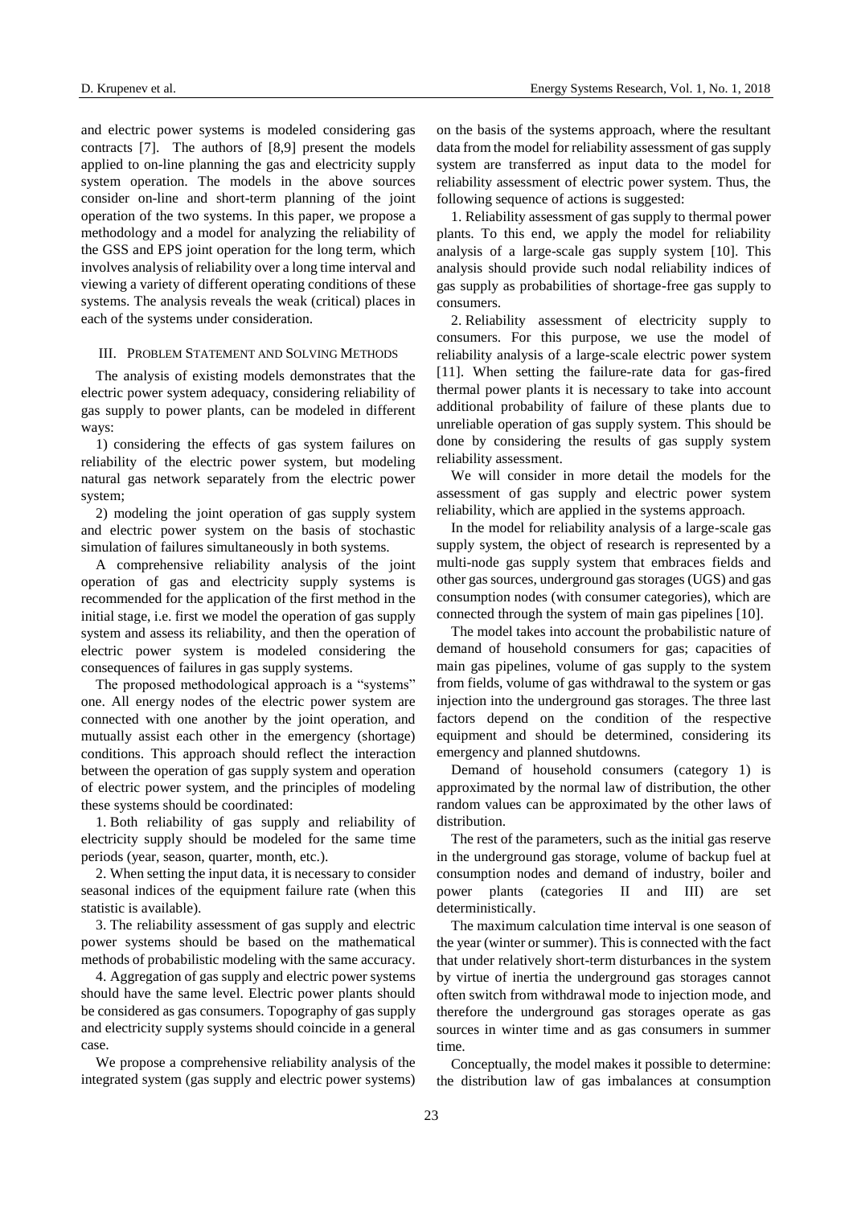and electric power systems is modeled considering gas contracts [7]. The authors of [8,9] present the models applied to on-line planning the gas and electricity supply system operation. The models in the above sources consider on-line and short-term planning of the joint operation of the two systems. In this paper, we propose a methodology and a model for analyzing the reliability of the GSS and EPS joint operation for the long term, which involves analysis of reliability over a long time interval and viewing a variety of different operating conditions of these systems. The analysis reveals the weak (critical) places in each of the systems under consideration.

## III. Problem Statement and Solving Methods

The analysis of existing models demonstrates that the electric power system adequacy, considering reliability of gas supply to power plants, can be modeled in different ways:

1) considering the effects of gas system failures on reliability of the electric power system, but modeling natural gas network separately from the electric power system;

2) modeling the joint operation of gas supply system and electric power system on the basis of stochastic simulation of failures simultaneously in both systems.

A comprehensive reliability analysis of the joint operation of gas and electricity supply systems is recommended for the application of the first method in the initial stage, i.e. first we model the operation of gas supply system and assess its reliability, and then the operation of electric power system is modeled considering the consequences of failures in gas supply systems.

The proposed methodological approach is a "systems" one. All energy nodes of the electric power system are connected with one another by the joint operation, and mutually assist each other in the emergency (shortage) conditions. This approach should reflect the interaction between the operation of gas supply system and operation of electric power system, and the principles of modeling these systems should be coordinated:

1. Both reliability of gas supply and reliability of electricity supply should be modeled for the same time periods (year, season, quarter, month, etc.).

2. When setting the input data, it is necessary to consider seasonal indices of the equipment failure rate (when this statistic is available).

3. The reliability assessment of gas supply and electric power systems should be based on the mathematical methods of probabilistic modeling with the same accuracy.

4. Aggregation of gas supply and electric power systems should have the same level. Electric power plants should be considered as gas consumers. Topography of gas supply and electricity supply systems should coincide in a general case.

We propose a comprehensive reliability analysis of the integrated system (gas supply and electric power systems) on the basis of the systems approach, where the resultant data from the model for reliability assessment of gas supply system are transferred as input data to the model for reliability assessment of electric power system. Thus, the following sequence of actions is suggested:

1. Reliability assessment of gas supply to thermal power plants. To this end, we apply the model for reliability analysis of a large-scale gas supply system [10]. This analysis should provide such nodal reliability indices of gas supply as probabilities of shortage-free gas supply to consumers.

2. Reliability assessment of electricity supply to consumers. For this purpose, we use the model of reliability analysis of a large-scale electric power system [11]. When setting the failure-rate data for gas-fired thermal power plants it is necessary to take into account additional probability of failure of these plants due to unreliable operation of gas supply system. This should be done by considering the results of gas supply system reliability assessment.

We will consider in more detail the models for the assessment of gas supply and electric power system reliability, which are applied in the systems approach.

In the model for reliability analysis of a large-scale gas supply system, the object of research is represented by a multi-node gas supply system that embraces fields and other gas sources, underground gas storages (UGS) and gas consumption nodes (with consumer categories), which are connected through the system of main gas pipelines [10].

The model takes into account the probabilistic nature of demand of household consumers for gas; capacities of main gas pipelines, volume of gas supply to the system from fields, volume of gas withdrawal to the system or gas injection into the underground gas storages. The three last factors depend on the condition of the respective equipment and should be determined, considering its emergency and planned shutdowns.

Demand of household consumers (category 1) is approximated by the normal law of distribution, the other random values can be approximated by the other laws of distribution.

The rest of the parameters, such as the initial gas reserve in the underground gas storage, volume of backup fuel at consumption nodes and demand of industry, boiler and power plants (categories II and III) are set deterministically.

The maximum calculation time interval is one season of the year (winter or summer). This is connected with the fact that under relatively short-term disturbances in the system by virtue of inertia the underground gas storages cannot often switch from withdrawal mode to injection mode, and therefore the underground gas storages operate as gas sources in winter time and as gas consumers in summer time.

Conceptually, the model makes it possible to determine: the distribution law of gas imbalances at consumption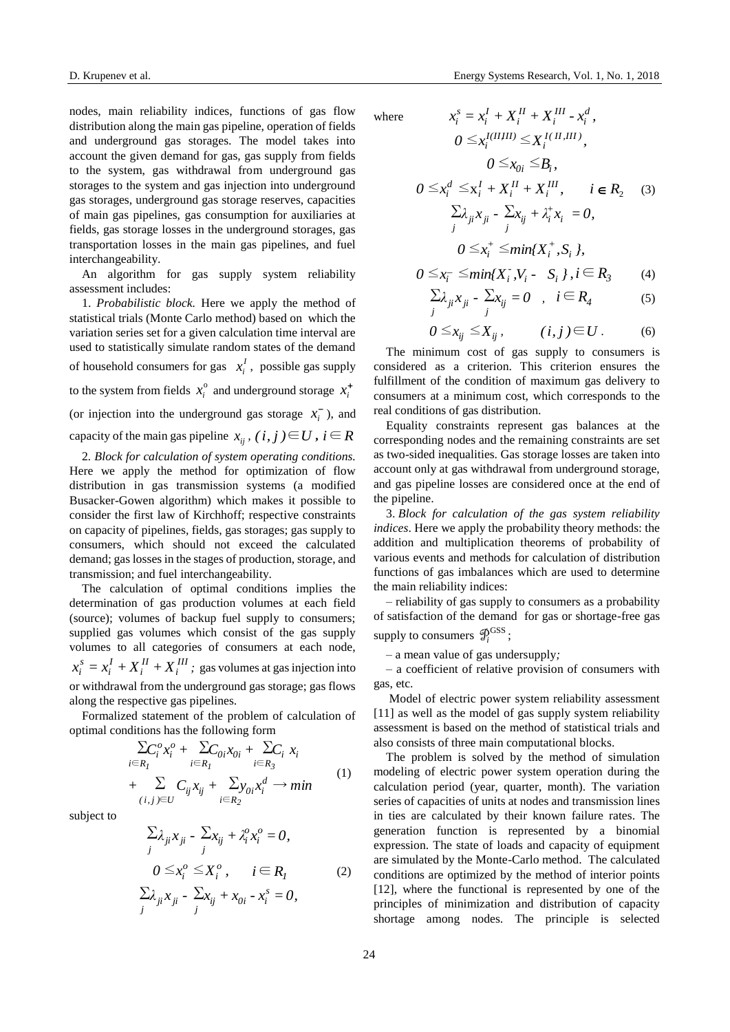nodes, main reliability indices, functions of gas flow distribution along the main gas pipeline, operation of fields and underground gas storages. The model takes into account the given demand for gas, gas supply from fields to the system, gas withdrawal from underground gas storages to the system and gas injection into underground gas storages, underground gas storage reserves, capacities of main gas pipelines, gas consumption for auxiliaries at fields, gas storage losses in the underground storages, gas transportation losses in the main gas pipelines, and fuel interchangeability.

An algorithm for gas supply system reliability assessment includes:

1. *Probabilistic block.* Here we apply the method of statistical trials (Monte Carlo method) based on which the variation series set for a given calculation time interval are used to statistically simulate random states of the demand of household consumers for gas $x_i^I$, possible gas supply to the system from fields $x_i^o$ and underground storage $x_i^+$ (or injection into the underground gas storage $x_i^-$), and capacity of the main gas pipeline $x_{ij}$, $(i,j) \in U$, $i \in R$

2. *Block for calculation of system operating conditions.* Here we apply the method for optimization of flow distribution in gas transmission systems (a modified Busacker-Gowen algorithm) which makes it possible to consider the first law of Kirchhoff; respective constraints on capacity of pipelines, fields, gas storages; gas supply to consumers, which should not exceed the calculated demand; gas losses in the stages of production, storage, and transmission; and fuel interchangeability.

The calculation of optimal conditions implies the determination of gas production volumes at each field (source); volumes of backup fuel supply to consumers; supplied gas volumes which consist of the gas supply volumes to all categories of consumers at each node, $x_i^s = x_i^I + X_i^{II} + X_i^{III}$; gas volumes at gas injection into or withdrawal from the underground gas storage; gas flows along the respective gas pipelines.

Formalized statement of the problem of calculation of optimal conditions has the following form

$$\sum_{i \in R_1} C_i^o x_i^o + \sum_{i \in R_1} C_{0i} x_{0i} + \sum_{i \in R_3} C_i\, x_i + \sum_{(i,j) \in U} C_{ij} x_{ij} + \sum_{i \in R_2} y_{0i} x_i^d \rightarrow min \qquad (1)$$

subject to

$$\sum_j \lambda_{ji} x_{ji} - \sum_j x_{ij} + \lambda_i^o x_i^o = 0,$$
$$0 \le x_i^o \le X_i^o, \qquad i \in R_1 \qquad (2)$$
$$\sum_j \lambda_{ji} x_{ji} - \sum_j x_{ij} + x_{0i} - x_i^s = 0,$$

where

$$x_i^s = x_i^I + X_i^{II} + X_i^{III} - x_i^d,$$
$$0 \le x_i^{I(II,III)} \le X_i^{I(II,III)},$$
$$0 \le x_{0i} \le B_i,$$
$$0 \le x_i^d \le x_i^I + X_i^{II} + X_i^{III}, \qquad i \in R_2 \qquad (3)$$
$$\sum_j \lambda_{ji} x_{ji} - \sum_j x_{ij} + \lambda_i^+ x_i = 0,$$
$$0 \le x_i^+ \le min\{X_i^+, S_i\},$$
$$0 \le x_i^- \le min\{X_i^-, V_i - S_i\}, i \in R_3 \qquad (4)$$
$$\sum_j \lambda_{ji} x_{ji} - \sum_j x_{ij} = 0 \quad , \quad i \in R_4 \qquad (5)$$
$$0 \le x_{ij} \le X_{ij}, \qquad (i,j) \in U. \qquad (6)$$

The minimum cost of gas supply to consumers is considered as a criterion. This criterion ensures the fulfillment of the condition of maximum gas delivery to consumers at a minimum cost, which corresponds to the real conditions of gas distribution.

Equality constraints represent gas balances at the corresponding nodes and the remaining constraints are set as two-sided inequalities. Gas storage losses are taken into account only at gas withdrawal from underground storage, and gas pipeline losses are considered once at the end of the pipeline.

3. *Block for calculation of the gas system reliability indices*. Here we apply the probability theory methods: the addition and multiplication theorems of probability of various events and methods for calculation of distribution functions of gas imbalances which are used to determine the main reliability indices:

– reliability of gas supply to consumers as a probability of satisfaction of the demand for gas or shortage-free gas supply to consumers $\mathcal{P}_i^{GSS}$;

– a mean value of gas undersupply*;*

– a coefficient of relative provision of consumers with gas, etc.

Model of electric power system reliability assessment [11] as well as the model of gas supply system reliability assessment is based on the method of statistical trials and also consists of three main computational blocks.

The problem is solved by the method of simulation modeling of electric power system operation during the calculation period (year, quarter, month). The variation series of capacities of units at nodes and transmission lines in ties are calculated by their known failure rates. The generation function is represented by a binomial expression. The state of loads and capacity of equipment are simulated by the Monte-Carlo method. The calculated conditions are optimized by the method of interior points [12], where the functional is represented by one of the principles of minimization and distribution of capacity shortage among nodes. The principle is selected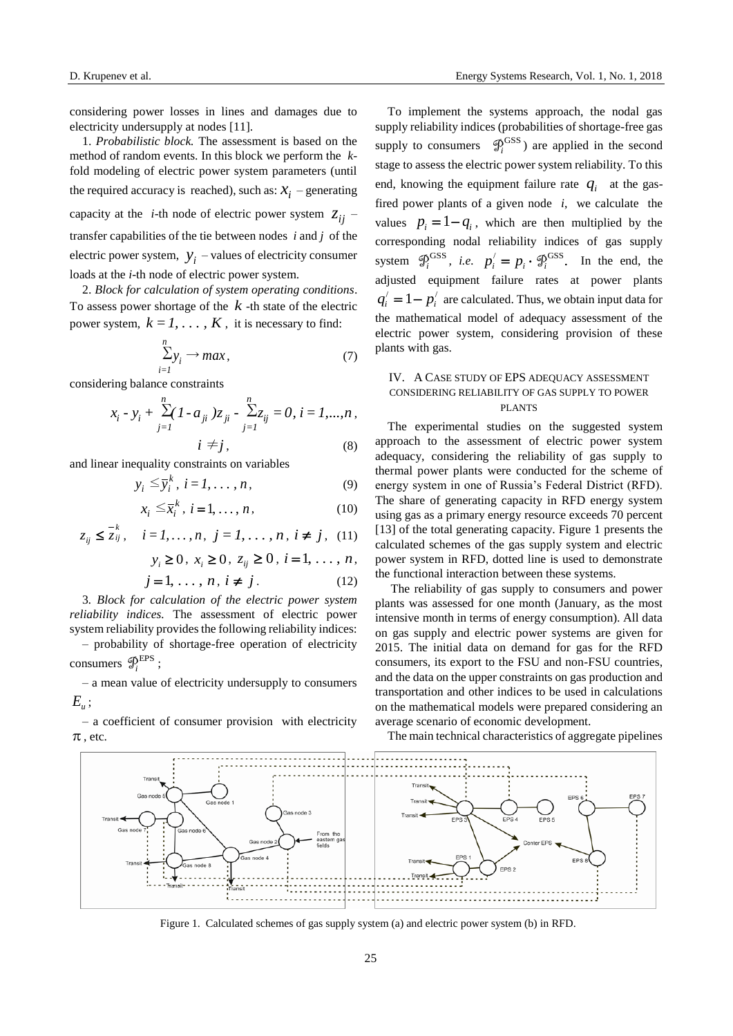considering power losses in lines and damages due to electricity undersupply at nodes [11].

1. *Probabilistic block.* The assessment is based on the method of random events. In this block we perform the $k$-fold modeling of electric power system parameters (until the required accuracy is reached), such as: $x_i$ – generating capacity at the $i$-th node of electric power system $z_{ij}$ – transfer capabilities of the tie between nodes $i$ and $j$ of the electric power system, $y_i$ – values of electricity consumer loads at the $i$-th node of electric power system.

2. *Block for calculation of system operating conditions*. To assess power shortage of the $k$-th state of the electric power system, $k = 1, \ldots, K$, it is necessary to find:

$$\sum_{i=1}^{n} y_i \rightarrow max, \tag{7}$$

considering balance constraints

$$x_i - y_i + \sum_{j=1}^{n}(1 - a_{ji})z_{ji} - \sum_{j=1}^{n} z_{ij} = 0, \; i = 1,...,n, \quad i \neq j, \tag{8}$$

and linear inequality constraints on variables

$$y_i \leq \bar{y}_i^k, \; i = 1, \ldots, n, \tag{9}$$

$$x_i \leq \bar{x}_i^k, \; i = 1, \ldots, n, \tag{10}$$

$$z_{ij} \leq \bar{z}_{ij}^k, \quad i = 1, \ldots, n, \; j = 1, \ldots, n, \; i \neq j, \tag{11}$$

$$y_i \geq 0, \; x_i \geq 0, \; z_{ij} \geq 0, \; i = 1, \ldots, n, \quad j = 1, \ldots, n, \; i \neq j. \tag{12}$$

3. *Block for calculation of the electric power system reliability indices.* The assessment of electric power system reliability provides the following reliability indices:

– probability of shortage-free operation of electricity consumers $\mathcal{P}_i^{\text{EPS}}$;

– a mean value of electricity undersupply to consumers $E_u$;

– a coefficient of consumer provision with electricity $\pi$, etc.

To implement the systems approach, the nodal gas supply reliability indices (probabilities of shortage-free gas supply to consumers $\mathcal{P}_i^{\text{GSS}}$) are applied in the second stage to assess the electric power system reliability. To this end, knowing the equipment failure rate $q_i$ at the gas-fired power plants of a given node $i$, we calculate the values $p_i = 1 - q_i$, which are then multiplied by the corresponding nodal reliability indices of gas supply system $\mathcal{P}_i^{\text{GSS}}$, *i.e.* $p_i^{/} = p_i \cdot \mathcal{P}_i^{\text{GSS}}$. In the end, the adjusted equipment failure rates at power plants $q_i^{/} = 1 - p_i^{/}$ are calculated. Thus, we obtain input data for the mathematical model of adequacy assessment of the electric power system, considering provision of these plants with gas.

## IV. A Case Study of EPS Adequacy Assessment Considering Reliability of Gas Supply to Power Plants

The experimental studies on the suggested system approach to the assessment of electric power system adequacy, considering the reliability of gas supply to thermal power plants were conducted for the scheme of energy system in one of Russia's Federal District (RFD). The share of generating capacity in RFD energy system using gas as a primary energy resource exceeds 70 percent [13] of the total generating capacity. Figure 1 presents the calculated schemes of the gas supply system and electric power system in RFD, dotted line is used to demonstrate the functional interaction between these systems.

The reliability of gas supply to consumers and power plants was assessed for one month (January, as the most intensive month in terms of energy consumption). All data on gas supply and electric power systems are given for 2015. The initial data on demand for gas for the RFD consumers, its export to the FSU and non-FSU countries, and the data on the upper constraints on gas production and transportation and other indices to be used in calculations on the mathematical models were prepared considering an average scenario of economic development.

The main technical characteristics of aggregate pipelines

Figure 1. Calculated schemes of gas supply system (a) and electric power system (b) in RFD.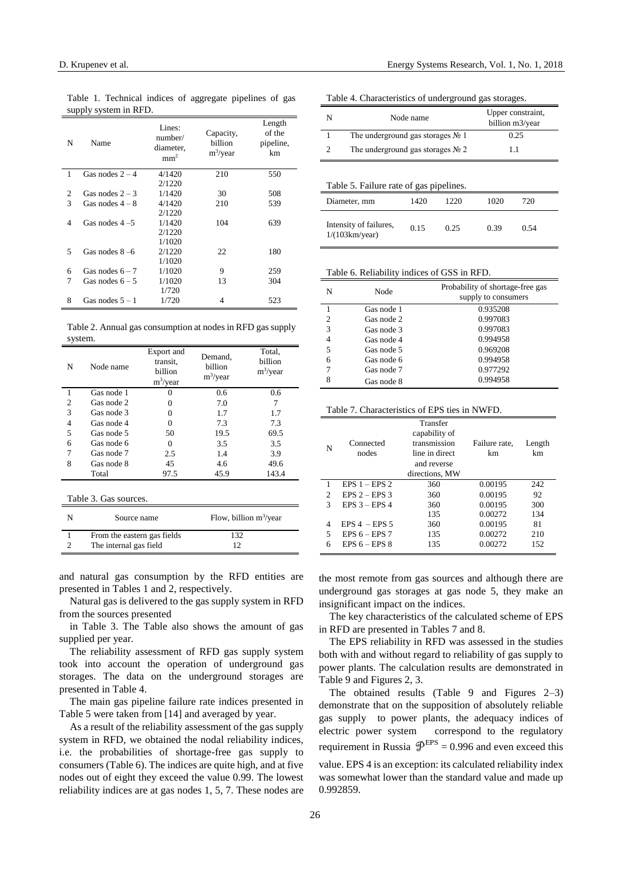Table 1. Technical indices of aggregate pipelines of gas supply system in RFD.

| N | Name | Lines: number/ diameter, mm$^2$ | Capacity, billion m$^3$/year | Length of the pipeline, km |
|---|---|---|---|---|
| 1 | Gas nodes 2 – 4 | 4/1420 2/1220 | 210 | 550 |
| 2 | Gas nodes 2 – 3 | 1/1420 | 30 | 508 |
| 3 | Gas nodes 4 – 8 | 4/1420 2/1220 | 210 | 539 |
| 4 | Gas nodes 4 –5 | 1/1420 2/1220 1/1020 | 104 | 639 |
| 5 | Gas nodes 8 –6 | 2/1220 1/1020 | 22 | 180 |
| 6 | Gas nodes 6 – 7 | 1/1020 | 9 | 259 |
| 7 | Gas nodes 6 – 5 | 1/1020 1/720 | 13 | 304 |
| 8 | Gas nodes 5 – 1 | 1/720 | 4 | 523 |

Table 2. Annual gas consumption at nodes in RFD gas supply system.

| N | Node name | Export and transit, billion m$^3$/year | Demand, billion m$^3$/year | Total, billion m$^3$/year |
|---|---|---|---|---|
| 1 | Gas node 1 | 0 | 0.6 | 0.6 |
| 2 | Gas node 2 | 0 | 7.0 | 7 |
| 3 | Gas node 3 | 0 | 1.7 | 1.7 |
| 4 | Gas node 4 | 0 | 7.3 | 7.3 |
| 5 | Gas node 5 | 50 | 19.5 | 69.5 |
| 6 | Gas node 6 | 0 | 3.5 | 3.5 |
| 7 | Gas node 7 | 2.5 | 1.4 | 3.9 |
| 8 | Gas node 8 | 45 | 4.6 | 49.6 |
| | Total | 97.5 | 45.9 | 143.4 |

Table 3. Gas sources.

| N | Source name | Flow, billion m$^3$/year |
|---|---|---|
| 1 | From the eastern gas fields | 132 |
| 2 | The internal gas field | 12 |

and natural gas consumption by the RFD entities are presented in Tables 1 and 2, respectively.

Natural gas is delivered to the gas supply system in RFD from the sources presented

in Table 3. The Table also shows the amount of gas supplied per year.

The reliability assessment of RFD gas supply system took into account the operation of underground gas storages. The data on the underground storages are presented in Table 4.

The main gas pipeline failure rate indices presented in Table 5 were taken from [14] and averaged by year.

As a result of the reliability assessment of the gas supply system in RFD, we obtained the nodal reliability indices, i.e. the probabilities of shortage-free gas supply to consumers (Table 6). The indices are quite high, and at five nodes out of eight they exceed the value 0.99. The lowest reliability indices are at gas nodes 1, 5, 7. These nodes are the most remote from gas sources and although there are underground gas storages at gas node 5, they make an insignificant impact on the indices.

Table 4. Characteristics of underground gas storages.

| N | Node name | Upper constraint, billion m3/year |
|---|---|---|
| 1 | The underground gas storages № 1 | 0.25 |
| 2 | The underground gas storages № 2 | 1.1 |

Table 5. Failure rate of gas pipelines.

| Diameter, mm | 1420 | 1220 | 1020 | 720 |
|---|---|---|---|---|
| Intensity of failures, 1/(103km/year) | 0.15 | 0.25 | 0.39 | 0.54 |

Table 6. Reliability indices of GSS in RFD.

| N | Node | Probability of shortage-free gas supply to consumers |
|---|---|---|
| 1 | Gas node 1 | 0.935208 |
| 2 | Gas node 2 | 0.997083 |
| 3 | Gas node 3 | 0.997083 |
| 4 | Gas node 4 | 0.994958 |
| 5 | Gas node 5 | 0.969208 |
| 6 | Gas node 6 | 0.994958 |
| 7 | Gas node 7 | 0.977292 |
| 8 | Gas node 8 | 0.994958 |

Table 7. Characteristics of EPS ties in NWFD.

| N | Connected nodes | Transfer capability of transmission line in direct and reverse directions, MW | Failure rate, km | Length km |
|---|---|---|---|---|
| 1 | EPS 1 – EPS 2 | 360 | 0.00195 | 242 |
| 2 | EPS 2 – EPS 3 | 360 | 0.00195 | 92 |
| 3 | EPS 3 – EPS 4 | 360 | 0.00195 | 300 |
| | | 135 | 0.00272 | 134 |
| 4 | EPS 4 – EPS 5 | 360 | 0.00195 | 81 |
| 5 | EPS 6 – EPS 7 | 135 | 0.00272 | 210 |
| 6 | EPS 6 – EPS 8 | 135 | 0.00272 | 152 |

The key characteristics of the calculated scheme of EPS in RFD are presented in Tables 7 and 8.

The EPS reliability in RFD was assessed in the studies both with and without regard to reliability of gas supply to power plants. The calculation results are demonstrated in Table 9 and Figures 2, 3.

The obtained results (Table 9 and Figures 2–3) demonstrate that on the supposition of absolutely reliable gas supply to power plants, the adequacy indices of electric power system correspond to the regulatory requirement in Russia $\wp^{EPS} = 0.996$ and even exceed this value. EPS 4 is an exception: its calculated reliability index was somewhat lower than the standard value and made up 0.992859.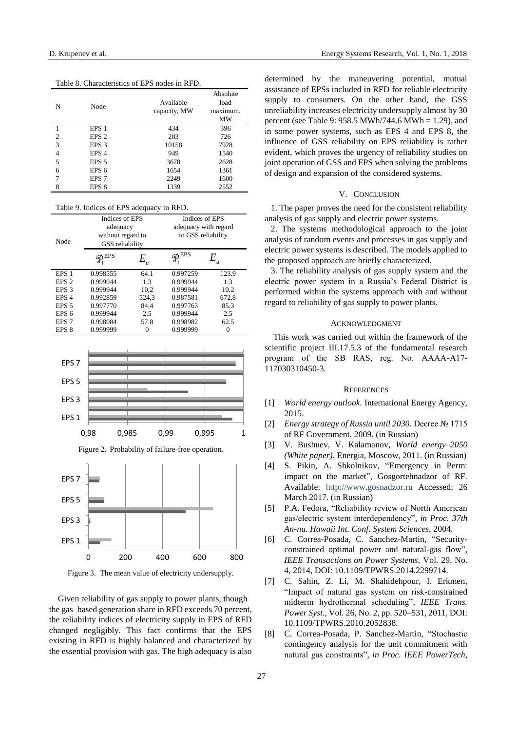Table 8. Characteristics of EPS nodes in RFD.

| N | Node | Available capacity, MW | Absolute load maximum, MW |
|---|---|---|---|
| 1 | EPS 1 | 434 | 396 |
| 2 | EPS 2 | 203 | 726 |
| 3 | EPS 3 | 10158 | 7928 |
| 4 | EPS 4 | 949 | 1540 |
| 5 | EPS 5 | 3678 | 2628 |
| 6 | EPS 6 | 1654 | 1361 |
| 7 | EPS 7 | 2249 | 1600 |
| 8 | EPS 8 | 1339 | 2552 |

Table 9. Indices of EPS adequacy in RFD.

| Node | Indices of EPS adequacy without regard to GSS reliability | | Indices of EPS adequacy with regard to GSS reliability | |
|---|---|---|---|---|
| | $\mathcal{P}_i^{EPS}$ | $E_u$ | $\mathcal{P}_i^{EPS}$ | $E_u$ |
| EPS 1 | 0.998555 | 64.1 | 0.997259 | 123.9 |
| EPS 2 | 0.999944 | 1.3 | 0.999944 | 1.3 |
| EPS 3 | 0.999944 | 10,2 | 0.999944 | 10.2 |
| EPS 4 | 0.992859 | 524,3 | 0.987581 | 672.8 |
| EPS 5 | 0.997770 | 84,4 | 0.997763 | 85.3 |
| EPS 6 | 0.999944 | 2.5 | 0.999944 | 2.5 |
| EPS 7 | 0.998984 | 57.8 | 0.998982 | 62.5 |
| EPS 8 | 0.999999 | 0 | 0.999999 | 0 |

Figure 2. Probability of failure-free operation.

Figure 3. The mean value of electricity undersupply.

Given reliability of gas supply to power plants, though the gas–based generation share in RFD exceeds 70 percent, the reliability indices of electricity supply in EPS of RFD changed negligibly. This fact confirms that the EPS existing in RFD is highly balanced and characterized by the essential provision with gas. The high adequacy is also determined by the maneuvering potential, mutual assistance of EPSs included in RFD for reliable electricity supply to consumers. On the other hand, the GSS unreliability increases electricity undersupply almost by 30 percent (see Table 9: 958.5 MWh/744.6 MWh = 1.29), and in some power systems, such as EPS 4 and EPS 8, the influence of GSS reliability on EPS reliability is rather evident, which proves the urgency of reliability studies on joint operation of GSS and EPS when solving the problems of design and expansion of the considered systems.

## V. Conclusion

1. The paper proves the need for the consistent reliability analysis of gas supply and electric power systems.

2. The systems methodological approach to the joint analysis of random events and processes in gas supply and electric power systems is described. The models applied to the proposed approach are briefly characterized.

3. The reliability analysis of gas supply system and the electric power system in a Russia's Federal District is performed within the systems approach with and without regard to reliability of gas supply to power plants.

## Acknowledgment

This work was carried out within the framework of the scientific project III.17.5.3 of the fundamental research program of the SB RAS, reg. No. AAAA-A17-117030310450-3.

## References

[1] *World energy outlook.* International Energy Agency, 2015.

[2] *Energy strategy of Russia until 2030.* Decree № 1715 of RF Government, 2009. (in Russian)

[3] V. Bushuev, V. Kalamanov, *World energy–2050 (White paper).* Energia, Moscow, 2011. (in Russian)

[4] S. Pikin, A. Shkolnikov, "Emergency in Perm: impact on the market", Gosgortehnadzor of RF. Available: http://www.gosnadzor.ru Accessed: 26 March 2017. (in Russian)

[5] P.A. Fedora, "Reliability review of North American gas/electric system interdependency", *in Proc. 37th An-nu. Hawaii Int. Conf. System Sciences*, 2004.

[6] C. Correa-Posada, C. Sanchez-Martin, "Security-constrained optimal power and natural-gas flow", *IEEE Transactions on Power Systems*, Vol. 29, No. 4, 2014, DOI: 10.1109/TPWRS.2014.2299714.

[7] C. Sahin, Z. Li, M. Shahidehpour, I. Erkmen, "Impact of natural gas system on risk-constrained midterm hydrothermal scheduling", *IEEE Trans. Power Syst.*, Vol. 26, No. 2, pp. 520–531, 2011, DOI: 10.1109/TPWRS.2010.2052838.

[8] C. Correa-Posada, P. Sanchez-Martin, "Stochastic contingency analysis for the unit commitment with natural gas constraints", *in Proc. IEEE PowerTech*,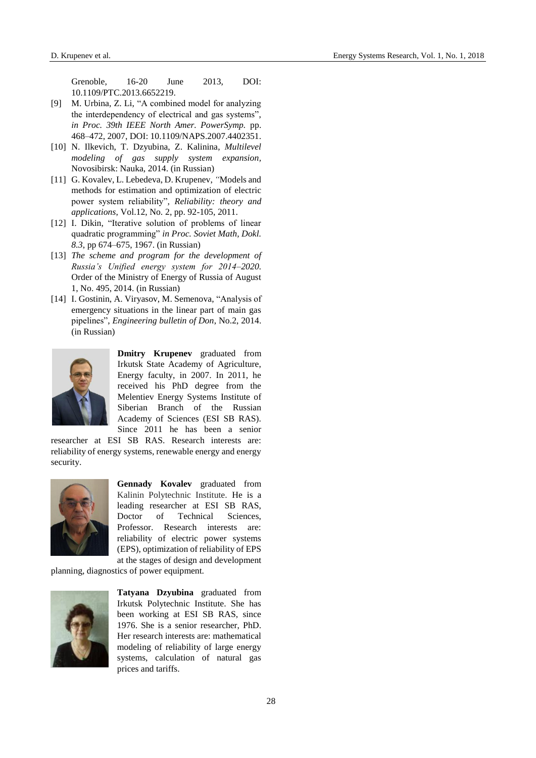Grenoble, 16-20 June 2013, DOI: 10.1109/PTC.2013.6652219.

[9] M. Urbina, Z. Li, "A combined model for analyzing the interdependency of electrical and gas systems", *in Proc. 39th IEEE North Amer. PowerSymp.* pp. 468–472, 2007, DOI: 10.1109/NAPS.2007.4402351.

[10] N. Ilkevich, T. Dzyubina, Z. Kalinina, *Multilevel modeling of gas supply system expansion,* Novosibirsk: Nauka, 2014. (in Russian)

[11] G. Kovalev, L. Lebedeva, D. Krupenev, "Models and methods for estimation and optimization of electric power system reliability", *Reliability: theory and applications,* Vol.12, No. 2, pp. 92-105, 2011.

[12] I. Dikin, "Iterative solution of problems of linear quadratic programming" *in Proc. Soviet Math, Dokl. 8.3*, pp 674–675, 1967. (in Russian)

[13] *The scheme and program for the development of Russia's Unified energy system for 2014–2020.* Order of the Ministry of Energy of Russia of August 1, No. 495, 2014. (in Russian)

[14] I. Gostinin, A. Viryasov, M. Semenova, "Analysis of emergency situations in the linear part of main gas pipelines", *Engineering bulletin of Don*, No.2, 2014. (in Russian)

**Dmitry Krupenev** graduated from Irkutsk State Academy of Agriculture, Energy faculty, in 2007. In 2011, he received his PhD degree from the Melentiev Energy Systems Institute of Siberian Branch of the Russian Academy of Sciences (ESI SB RAS). Since 2011 he has been a senior researcher at ESI SB RAS. Research interests are: reliability of energy systems, renewable energy and energy security.

**Gennady Kovalev** graduated from Kalinin Polytechnic Institute. He is a leading researcher at ESI SB RAS, Doctor of Technical Sciences, Professor. Research interests are: reliability of electric power systems (EPS), optimization of reliability of EPS at the stages of design and development planning, diagnostics of power equipment.

**Tatyana Dzyubina** graduated from Irkutsk Polytechnic Institute. She has been working at ESI SB RAS, since 1976. She is a senior researcher, PhD. Her research interests are: mathematical modeling of reliability of large energy systems, calculation of natural gas prices and tariffs.